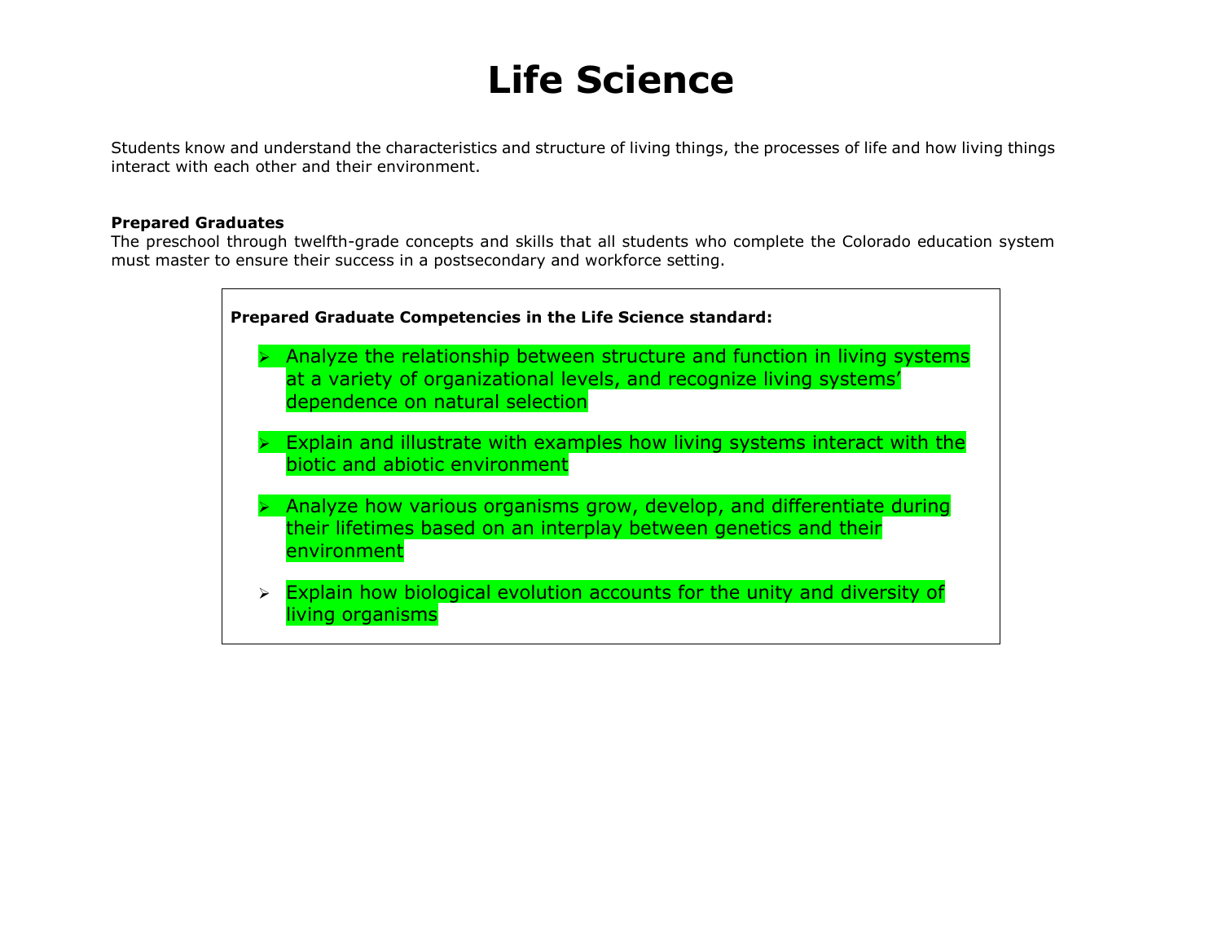# Life Science

Students know and understand the characteristics and structure of living things, the processes of life and how living things interact with each other and their environment.

**Prepared Graduates**
The preschool through twelfth-grade concepts and skills that all students who complete the Colorado education system must master to ensure their success in a postsecondary and workforce setting.

**Prepared Graduate Competencies in the Life Science standard:**

- Analyze the relationship between structure and function in living systems at a variety of organizational levels, and recognize living systems' dependence on natural selection
- Explain and illustrate with examples how living systems interact with the biotic and abiotic environment
- Analyze how various organisms grow, develop, and differentiate during their lifetimes based on an interplay between genetics and their environment
- Explain how biological evolution accounts for the unity and diversity of living organisms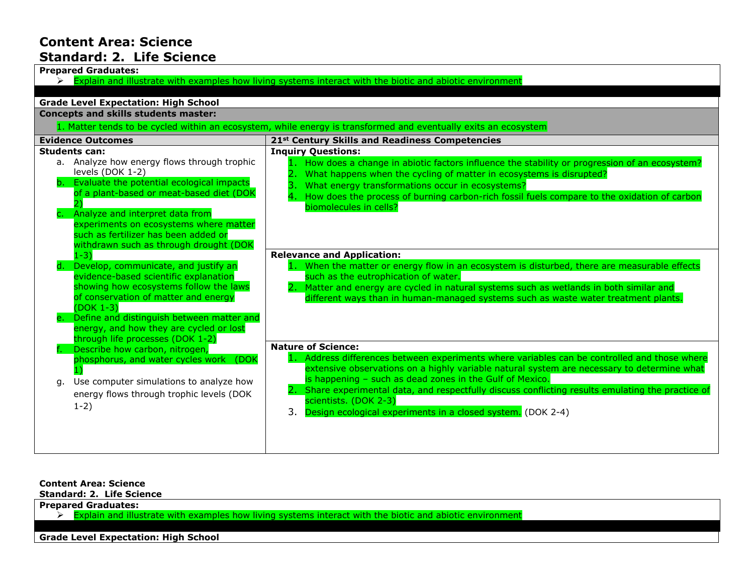# Content Area: Science
# Standard: 2. Life Science

**Prepared Graduates:**

- Explain and illustrate with examples how living systems interact with the biotic and abiotic environment

**Grade Level Expectation: High School**

**Concepts and skills students master:**

1. Matter tends to be cycled within an ecosystem, while energy is transformed and eventually exits an ecosystem

| Evidence Outcomes | 21st Century Skills and Readiness Competencies |
|---|---|
| **Students can:**<br>a. Analyze how energy flows through trophic levels (DOK 1-2)<br>b. Evaluate the potential ecological impacts of a plant-based or meat-based diet (DOK 2)<br>c. Analyze and interpret data from experiments on ecosystems where matter such as fertilizer has been added or withdrawn such as through drought (DOK 1-3)<br>d. Develop, communicate, and justify an evidence-based scientific explanation showing how ecosystems follow the laws of conservation of matter and energy (DOK 1-3)<br>e. Define and distinguish between matter and energy, and how they are cycled or lost through life processes (DOK 1-2)<br>f. Describe how carbon, nitrogen, phosphorus, and water cycles work (DOK 1)<br>g. Use computer simulations to analyze how energy flows through trophic levels (DOK 1-2) | **Inquiry Questions:**<br>1. How does a change in abiotic factors influence the stability or progression of an ecosystem?<br>2. What happens when the cycling of matter in ecosystems is disrupted?<br>3. What energy transformations occur in ecosystems?<br>4. How does the process of burning carbon-rich fossil fuels compare to the oxidation of carbon biomolecules in cells?<br><br>**Relevance and Application:**<br>1. When the matter or energy flow in an ecosystem is disturbed, there are measurable effects such as the eutrophication of water.<br>2. Matter and energy are cycled in natural systems such as wetlands in both similar and different ways than in human-managed systems such as waste water treatment plants.<br><br>**Nature of Science:**<br>1. Address differences between experiments where variables can be controlled and those where extensive observations on a highly variable natural system are necessary to determine what is happening – such as dead zones in the Gulf of Mexico.<br>2. Share experimental data, and respectfully discuss conflicting results emulating the practice of scientists. (DOK 2-3)<br>3. Design ecological experiments in a closed system. (DOK 2-4) |

**Content Area: Science**
**Standard: 2. Life Science**

**Prepared Graduates:**

- Explain and illustrate with examples how living systems interact with the biotic and abiotic environment

**Grade Level Expectation: High School**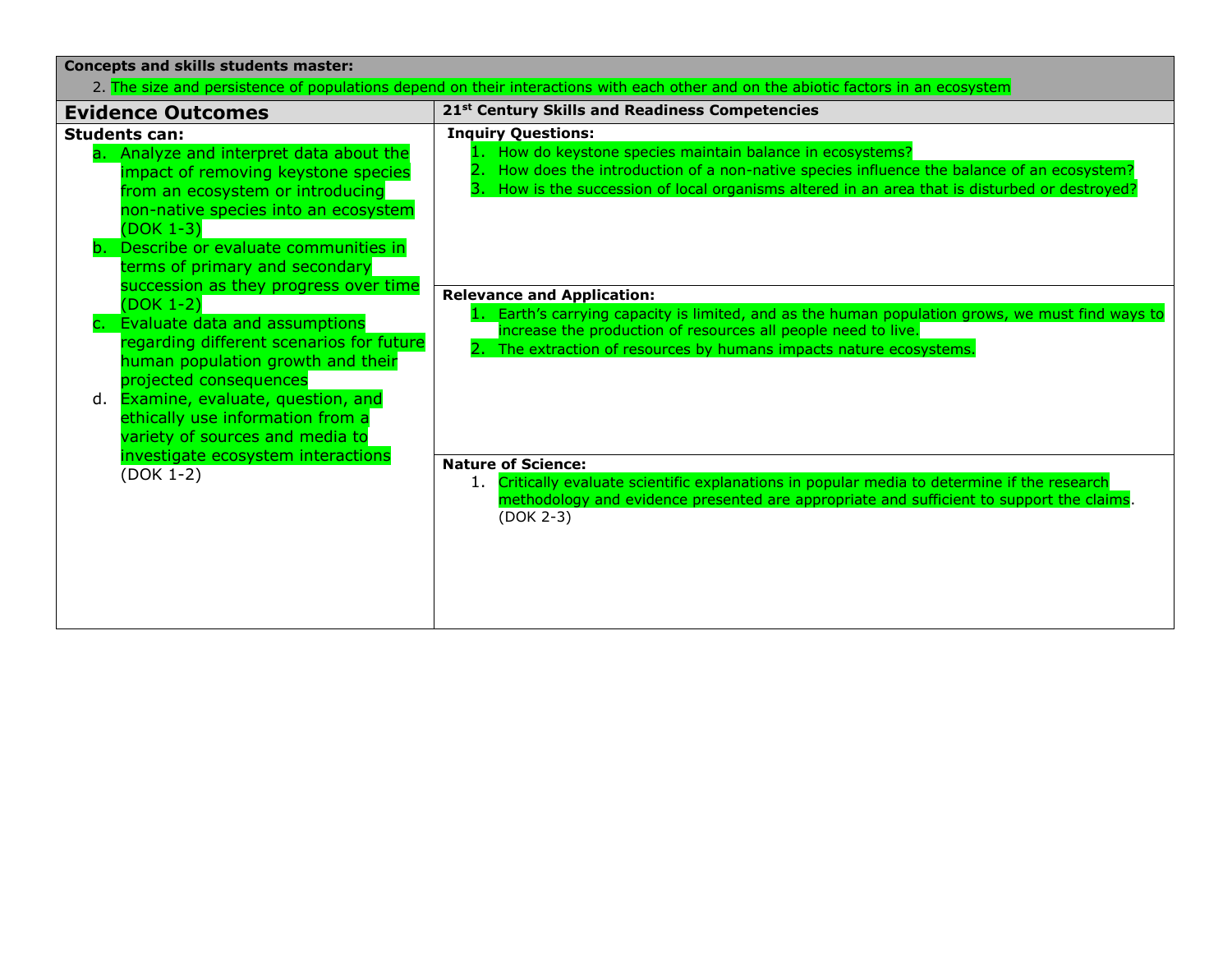**Concepts and skills students master:**

2. The size and persistence of populations depend on their interactions with each other and on the abiotic factors in an ecosystem

| Evidence Outcomes | 21[st] Century Skills and Readiness Competencies |
|---|---|
| **Students can:**<br>a. Analyze and interpret data about the impact of removing keystone species from an ecosystem or introducing non-native species into an ecosystem (DOK 1-3)<br>b. Describe or evaluate communities in terms of primary and secondary succession as they progress over time (DOK 1-2)<br>c. Evaluate data and assumptions regarding different scenarios for future human population growth and their projected consequences<br>d. Examine, evaluate, question, and ethically use information from a variety of sources and media to investigate ecosystem interactions (DOK 1-2) | **Inquiry Questions:**<br>1. How do keystone species maintain balance in ecosystems?<br>2. How does the introduction of a non-native species influence the balance of an ecosystem?<br>3. How is the succession of local organisms altered in an area that is disturbed or destroyed?<br><br>**Relevance and Application:**<br>1. Earth's carrying capacity is limited, and as the human population grows, we must find ways to increase the production of resources all people need to live.<br>2. The extraction of resources by humans impacts nature ecosystems.<br><br>**Nature of Science:**<br>1. Critically evaluate scientific explanations in popular media to determine if the research methodology and evidence presented are appropriate and sufficient to support the claims. (DOK 2-3) |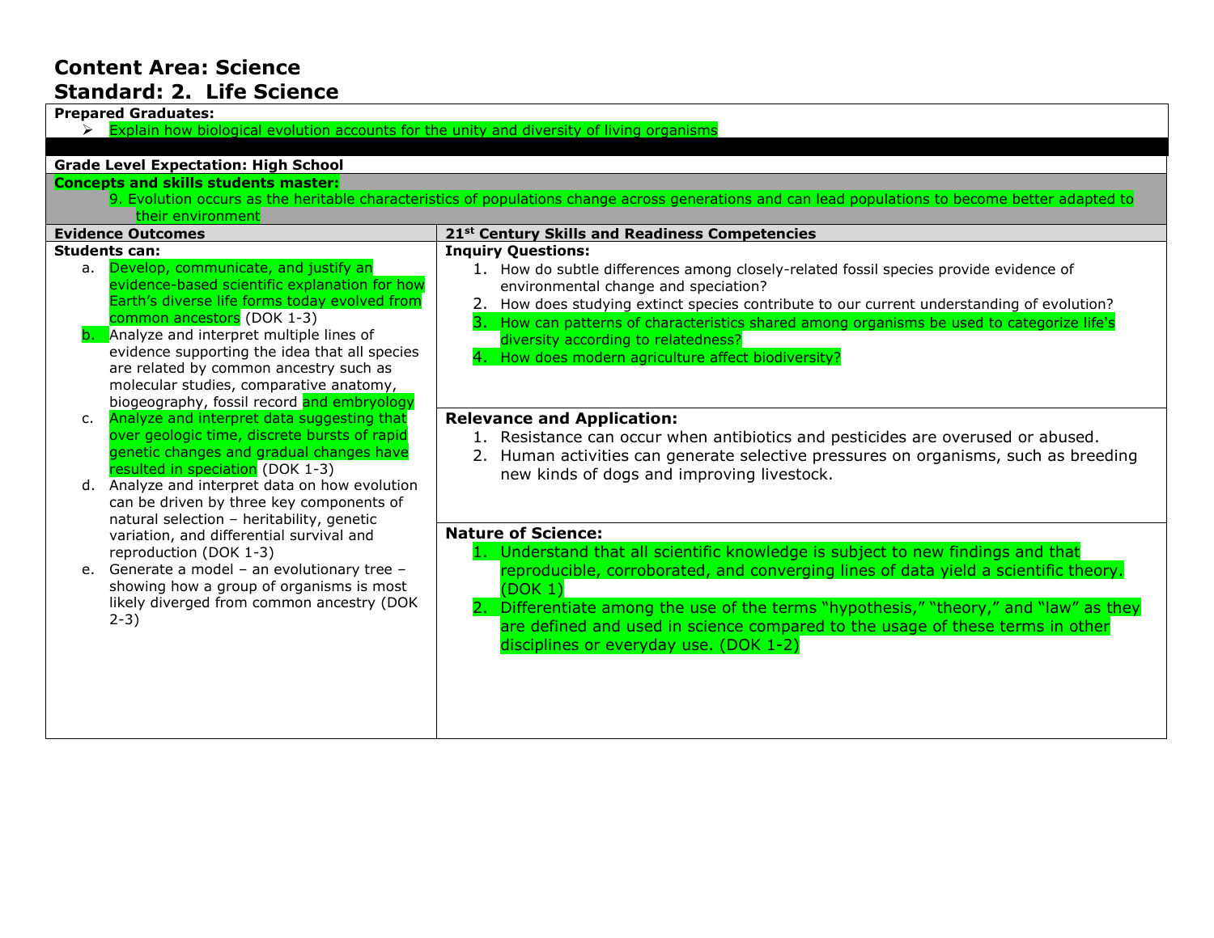# Content Area: Science
# Standard: 2. Life Science

**Prepared Graduates:**

- Explain how biological evolution accounts for the unity and diversity of living organisms

**Grade Level Expectation: High School**

**Concepts and skills students master:**

9. Evolution occurs as the heritable characteristics of populations change across generations and can lead populations to become better adapted to their environment

| Evidence Outcomes | 21st Century Skills and Readiness Competencies |
| --- | --- |
| **Students can:**<br>a. Develop, communicate, and justify an evidence-based scientific explanation for how Earth's diverse life forms today evolved from common ancestors (DOK 1-3)<br>b. Analyze and interpret multiple lines of evidence supporting the idea that all species are related by common ancestry such as molecular studies, comparative anatomy, biogeography, fossil record and embryology<br>c. Analyze and interpret data suggesting that over geologic time, discrete bursts of rapid genetic changes and gradual changes have resulted in speciation (DOK 1-3)<br>d. Analyze and interpret data on how evolution can be driven by three key components of natural selection – heritability, genetic variation, and differential survival and reproduction (DOK 1-3)<br>e. Generate a model – an evolutionary tree – showing how a group of organisms is most likely diverged from common ancestry (DOK 2-3) | **Inquiry Questions:**<br>1. How do subtle differences among closely-related fossil species provide evidence of environmental change and speciation?<br>2. How does studying extinct species contribute to our current understanding of evolution?<br>3. How can patterns of characteristics shared among organisms be used to categorize life's diversity according to relatedness?<br>4. How does modern agriculture affect biodiversity?<br><br>**Relevance and Application:**<br>1. Resistance can occur when antibiotics and pesticides are overused or abused.<br>2. Human activities can generate selective pressures on organisms, such as breeding new kinds of dogs and improving livestock.<br><br>**Nature of Science:**<br>1. Understand that all scientific knowledge is subject to new findings and that reproducible, corroborated, and converging lines of data yield a scientific theory. (DOK 1)<br>2. Differentiate among the use of the terms "hypothesis," "theory," and "law" as they are defined and used in science compared to the usage of these terms in other disciplines or everyday use. (DOK 1-2) |